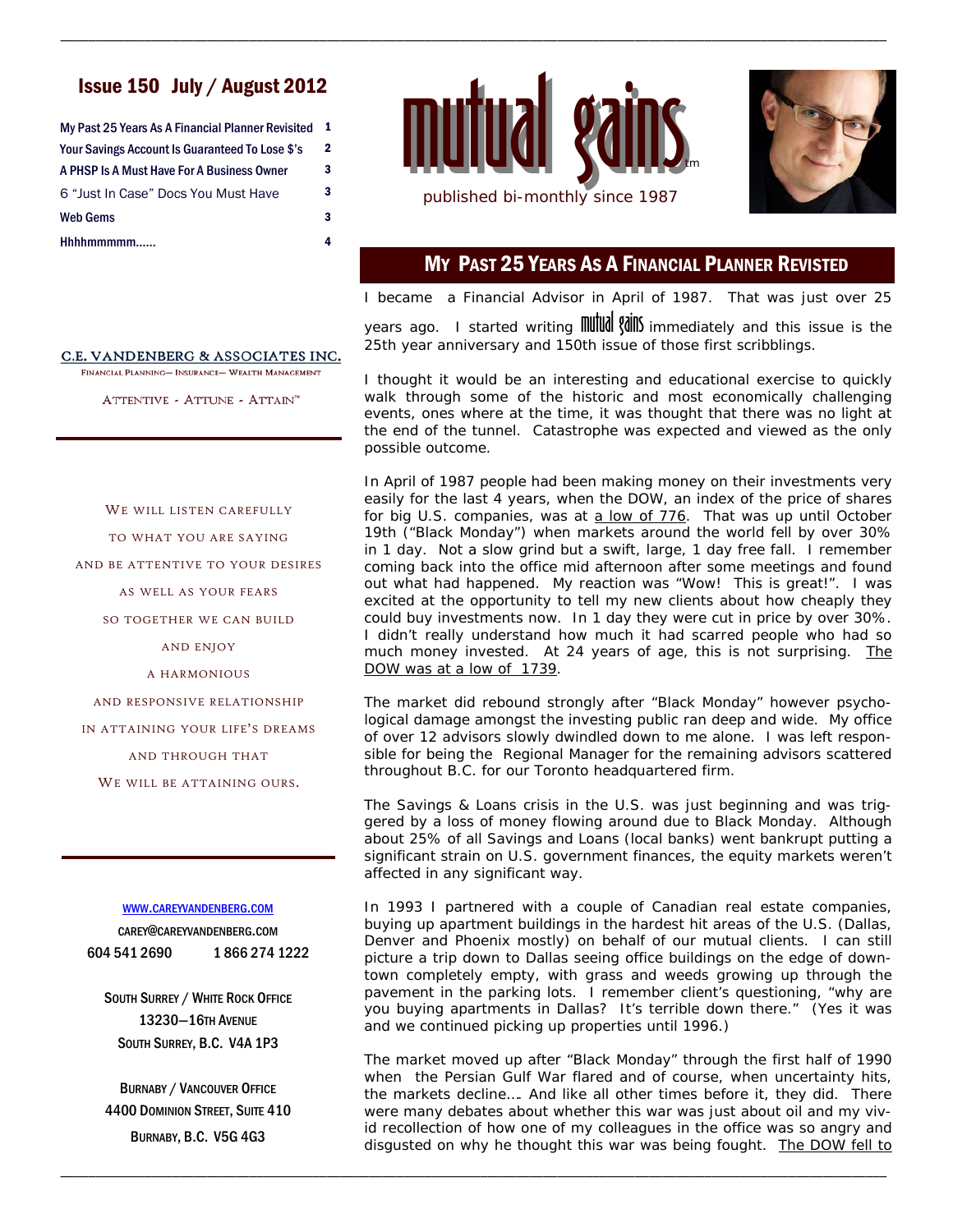# Issue 150 July / August 2012

| | |
|---|---|
| My Past 25 Years As A Financial Planner Revisited | 1 |
| Your Savings Account Is Guaranteed To Lose $'s | 2 |
| A PHSP Is A Must Have For A Business Owner | 3 |
| 6 "Just In Case" Docs You Must Have | 3 |
| Web Gems | 3 |
| Hhhhmmmmm...... | 4 |

mutual gains™

published bi-monthly since 1987

C.E. VANDENBERG & ASSOCIATES INC.

FINANCIAL PLANNING— INSURANCE— WEALTH MANAGEMENT

ATTENTIVE - ATTUNE - ATTAIN™

WE WILL LISTEN CAREFULLY
TO WHAT YOU ARE SAYING
AND BE ATTENTIVE TO YOUR DESIRES
AS WELL AS YOUR FEARS
SO TOGETHER WE CAN BUILD
AND ENJOY
A HARMONIOUS
AND RESPONSIVE RELATIONSHIP
IN ATTAINING YOUR LIFE'S DREAMS
AND THROUGH THAT
WE WILL BE ATTAINING OURS.

WWW.CAREYVANDENBERG.COM
CAREY@CAREYVANDENBERG.COM
604 541 2690    1 866 274 1222

SOUTH SURREY / WHITE ROCK OFFICE
13230—16TH AVENUE
SOUTH SURREY, B.C. V4A 1P3

BURNABY / VANCOUVER OFFICE
4400 DOMINION STREET, SUITE 410
BURNABY, B.C. V5G 4G3

## MY PAST 25 YEARS AS A FINANCIAL PLANNER REVISTED

I became a Financial Advisor in April of 1987. That was just over 25 years ago. I started writing mutual gains immediately and this issue is the 25th year anniversary and 150th issue of those first scribblings.

I thought it would be an interesting and educational exercise to quickly walk through some of the historic and most economically challenging events, ones where at the time, it was thought that there was no light at the end of the tunnel. Catastrophe was expected and viewed as the only possible outcome.

In April of 1987 people had been making money on their investments very easily for the last 4 years, when the DOW, an index of the price of shares for big U.S. companies, was at a low of 776. That was up until October 19th ("Black Monday") when markets around the world fell by over 30% in 1 day. Not a slow grind but a swift, large, 1 day free fall. I remember coming back into the office mid afternoon after some meetings and found out what had happened. My reaction was "Wow! This is great!". I was excited at the opportunity to tell my new clients about how cheaply they could buy investments now. In 1 day they were cut in price by over 30%. I didn't really understand how much it had scarred people who had so much money invested. At 24 years of age, this is not surprising. The DOW was at a low of 1739.

The market did rebound strongly after "Black Monday" however psychological damage amongst the investing public ran deep and wide. My office of over 12 advisors slowly dwindled down to me alone. I was left responsible for being the Regional Manager for the remaining advisors scattered throughout B.C. for our Toronto headquartered firm.

The Savings & Loans crisis in the U.S. was just beginning and was triggered by a loss of money flowing around due to Black Monday. Although about 25% of all Savings and Loans (local banks) went bankrupt putting a significant strain on U.S. government finances, the equity markets weren't affected in any significant way.

In 1993 I partnered with a couple of Canadian real estate companies, buying up apartment buildings in the hardest hit areas of the U.S. (Dallas, Denver and Phoenix mostly) on behalf of our mutual clients. I can still picture a trip down to Dallas seeing office buildings on the edge of downtown completely empty, with grass and weeds growing up through the pavement in the parking lots. I remember client's questioning, "why are you buying apartments in Dallas? It's terrible down there." (Yes it was and we continued picking up properties until 1996.)

The market moved up after "Black Monday" through the first half of 1990 when the Persian Gulf War flared and of course, when uncertainty hits, the markets decline…. And like all other times before it, they did. There were many debates about whether this war was just about oil and my vivid recollection of how one of my colleagues in the office was so angry and disgusted on why he thought this war was being fought. The DOW fell to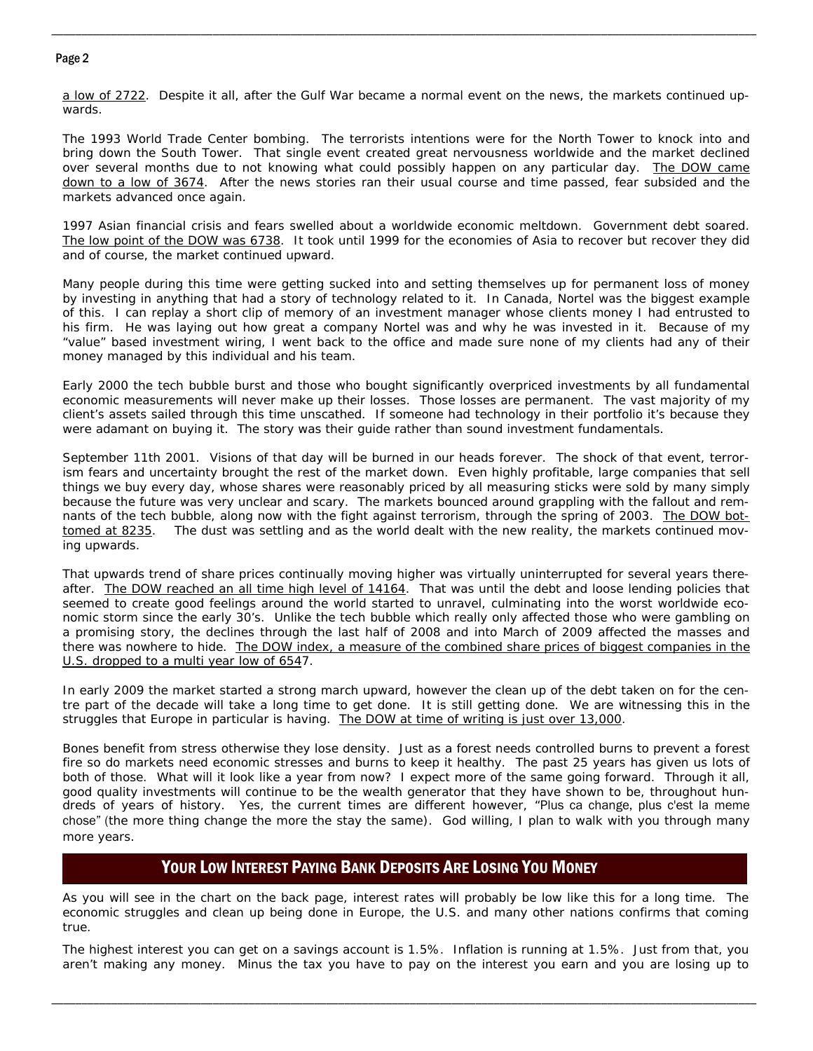a low of 2722. Despite it all, after the Gulf War became a normal event on the news, the markets continued upwards.

The 1993 World Trade Center bombing. The terrorists intentions were for the North Tower to knock into and bring down the South Tower. That single event created great nervousness worldwide and the market declined over several months due to not knowing what could possibly happen on any particular day. The DOW came down to a low of 3674. After the news stories ran their usual course and time passed, fear subsided and the markets advanced once again.

1997 Asian financial crisis and fears swelled about a worldwide economic meltdown. Government debt soared. The low point of the DOW was 6738. It took until 1999 for the economies of Asia to recover but recover they did and of course, the market continued upward.

Many people during this time were getting sucked into and setting themselves up for permanent loss of money by investing in anything that had a story of technology related to it. In Canada, Nortel was the biggest example of this. I can replay a short clip of memory of an investment manager whose clients money I had entrusted to his firm. He was laying out how great a company Nortel was and why he was invested in it. Because of my "value" based investment wiring, I went back to the office and made sure none of my clients had any of their money managed by this individual and his team.

Early 2000 the tech bubble burst and those who bought significantly overpriced investments by all fundamental economic measurements will never make up their losses. Those losses are permanent. The vast majority of my client's assets sailed through this time unscathed. If someone had technology in their portfolio it's because they were adamant on buying it. The story was their guide rather than sound investment fundamentals.

September 11th 2001. Visions of that day will be burned in our heads forever. The shock of that event, terrorism fears and uncertainty brought the rest of the market down. Even highly profitable, large companies that sell things we buy every day, whose shares were reasonably priced by all measuring sticks were sold by many simply because the future was very unclear and scary. The markets bounced around grappling with the fallout and remnants of the tech bubble, along now with the fight against terrorism, through the spring of 2003. The DOW bottomed at 8235. The dust was settling and as the world dealt with the new reality, the markets continued moving upwards.

That upwards trend of share prices continually moving higher was virtually uninterrupted for several years thereafter. The DOW reached an all time high level of 14164. That was until the debt and loose lending policies that seemed to create good feelings around the world started to unravel, culminating into the worst worldwide economic storm since the early 30's. Unlike the tech bubble which really only affected those who were gambling on a promising story, the declines through the last half of 2008 and into March of 2009 affected the masses and there was nowhere to hide. The DOW index, a measure of the combined share prices of biggest companies in the U.S. dropped to a multi year low of 6547.

In early 2009 the market started a strong march upward, however the clean up of the debt taken on for the centre part of the decade will take a long time to get done. It is still getting done. We are witnessing this in the struggles that Europe in particular is having. The DOW at time of writing is just over 13,000.

Bones benefit from stress otherwise they lose density. Just as a forest needs controlled burns to prevent a forest fire so do markets need economic stresses and burns to keep it healthy. The past 25 years has given us lots of both of those. What will it look like a year from now? I expect more of the same going forward. Through it all, good quality investments will continue to be the wealth generator that they have shown to be, throughout hundreds of years of history. Yes, the current times are different however, "Plus ca change, plus c'est la meme chose" (the more thing change the more the stay the same). God willing, I plan to walk with you through many more years.

## YOUR LOW INTEREST PAYING BANK DEPOSITS ARE LOSING YOU MONEY

As you will see in the chart on the back page, interest rates will probably be low like this for a long time. The economic struggles and clean up being done in Europe, the U.S. and many other nations confirms that coming true.

The highest interest you can get on a savings account is 1.5%. Inflation is running at 1.5%. Just from that, you aren't making any money. Minus the tax you have to pay on the interest you earn and you are losing up to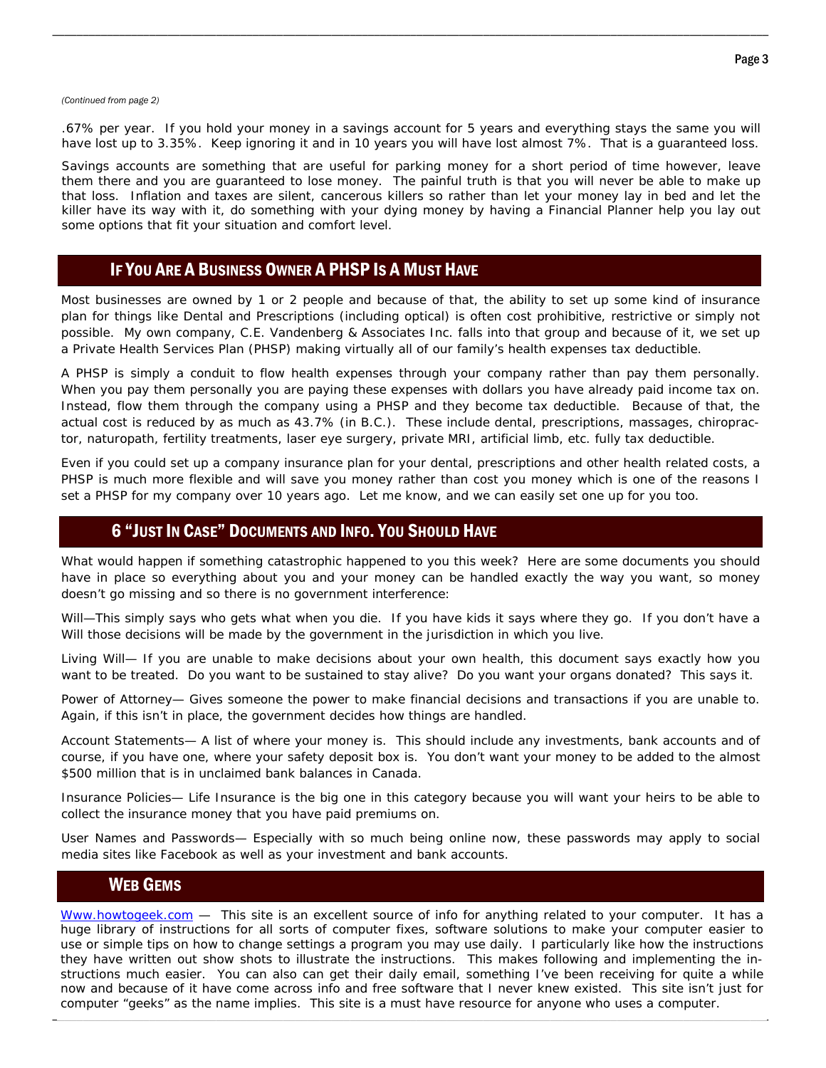*(Continued from page 2)*

.67% per year. If you hold your money in a savings account for 5 years and everything stays the same you will have lost up to 3.35%. Keep ignoring it and in 10 years you will have lost almost 7%. That is a guaranteed loss.

Savings accounts are something that are useful for parking money for a short period of time however, leave them there and you are guaranteed to lose money. The painful truth is that you will never be able to make up that loss. Inflation and taxes are silent, cancerous killers so rather than let your money lay in bed and let the killer have its way with it, do something with your dying money by having a Financial Planner help you lay out some options that fit your situation and comfort level.

## If You Are A Business Owner A PHSP Is A Must Have

Most businesses are owned by 1 or 2 people and because of that, the ability to set up some kind of insurance plan for things like Dental and Prescriptions (including optical) is often cost prohibitive, restrictive or simply not possible. My own company, C.E. Vandenberg & Associates Inc. falls into that group and because of it, we set up a Private Health Services Plan (PHSP) making virtually all of our family's health expenses tax deductible.

A PHSP is simply a conduit to flow health expenses through your company rather than pay them personally. When you pay them personally you are paying these expenses with dollars you have already paid income tax on. Instead, flow them through the company using a PHSP and they become tax deductible. Because of that, the actual cost is reduced by as much as 43.7% (in B.C.). These include dental, prescriptions, massages, chiropractor, naturopath, fertility treatments, laser eye surgery, private MRI, artificial limb, etc. fully tax deductible.

Even if you could set up a company insurance plan for your dental, prescriptions and other health related costs, a PHSP is much more flexible and will save you money rather than cost you money which is one of the reasons I set a PHSP for my company over 10 years ago. Let me know, and we can easily set one up for you too.

## 6 "Just In Case" Documents and Info. You Should Have

What would happen if something catastrophic happened to you this week? Here are some documents you should have in place so everything about you and your money can be handled exactly the way you want, so money doesn't go missing and so there is no government interference:

Will—This simply says who gets what when you die. If you have kids it says where they go. If you don't have a Will those decisions will be made by the government in the jurisdiction in which you live.

Living Will— If you are unable to make decisions about your own health, this document says exactly how you want to be treated. Do you want to be sustained to stay alive? Do you want your organs donated? This says it.

Power of Attorney— Gives someone the power to make financial decisions and transactions if you are unable to. Again, if this isn't in place, the government decides how things are handled.

Account Statements— A list of where your money is. This should include any investments, bank accounts and of course, if you have one, where your safety deposit box is. You don't want your money to be added to the almost $500 million that is in unclaimed bank balances in Canada.

Insurance Policies— Life Insurance is the big one in this category because you will want your heirs to be able to collect the insurance money that you have paid premiums on.

User Names and Passwords— Especially with so much being online now, these passwords may apply to social media sites like Facebook as well as your investment and bank accounts.

## Web Gems

Www.howtogeek.com — This site is an excellent source of info for anything related to your computer. It has a huge library of instructions for all sorts of computer fixes, software solutions to make your computer easier to use or simple tips on how to change settings a program you may use daily. I particularly like how the instructions they have written out show shots to illustrate the instructions. This makes following and implementing the instructions much easier. You can also can get their daily email, something I've been receiving for quite a while now and because of it have come across info and free software that I never knew existed. This site isn't just for computer "geeks" as the name implies. This site is a must have resource for anyone who uses a computer.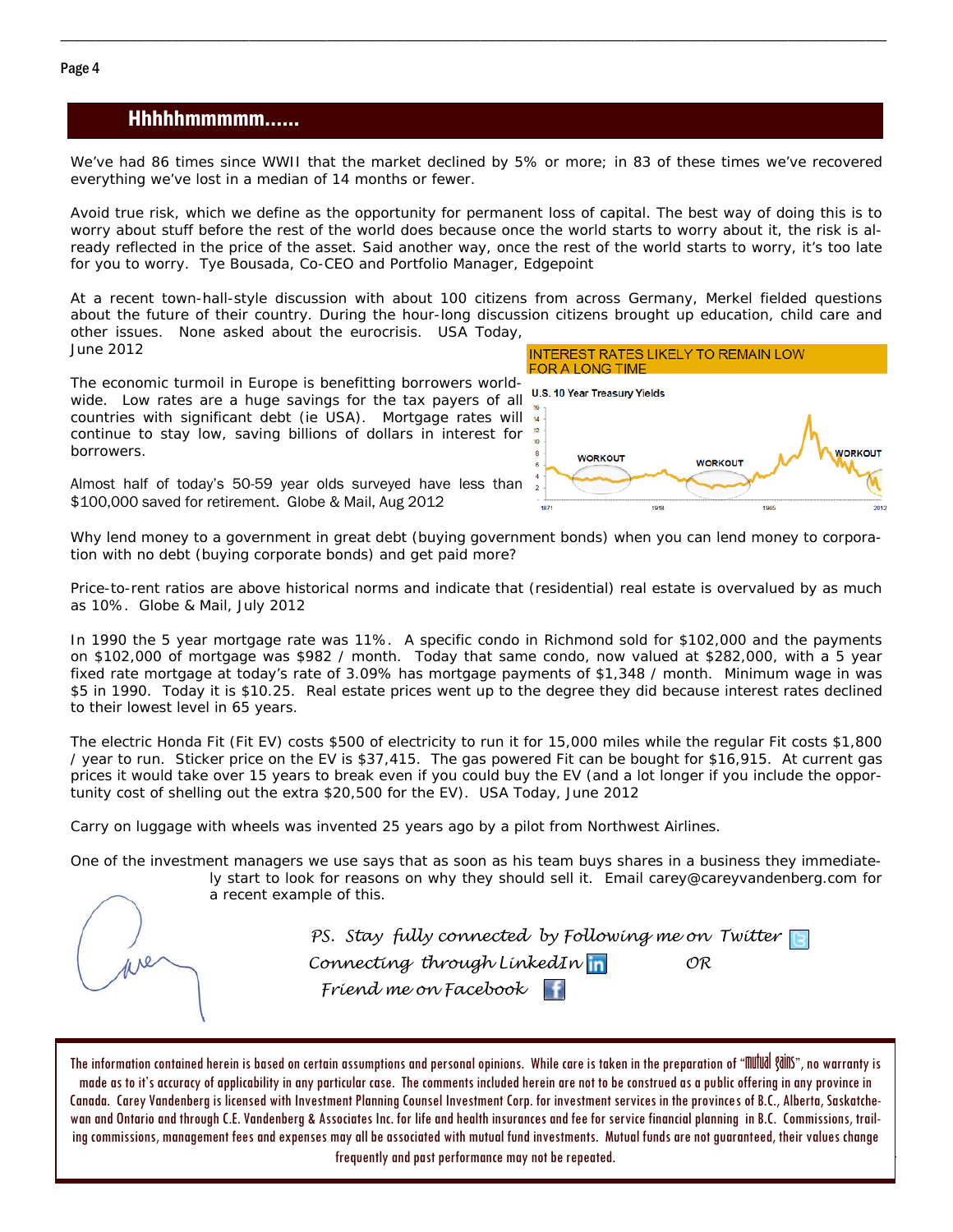## Hhhhhmmmmm......

We've had 86 times since WWII that the market declined by 5% or more; in 83 of these times we've recovered everything we've lost in a median of 14 months or fewer.

Avoid true risk, which we define as the opportunity for permanent loss of capital. The best way of doing this is to worry about stuff before the rest of the world does because once the world starts to worry about it, the risk is already reflected in the price of the asset. Said another way, once the rest of the world starts to worry, it's too late for you to worry. Tye Bousada, Co-CEO and Portfolio Manager, Edgepoint

At a recent town-hall-style discussion with about 100 citizens from across Germany, Merkel fielded questions about the future of their country. During the hour-long discussion citizens brought up education, child care and other issues. None asked about the eurocrisis. USA Today, June 2012

INTEREST RATES LIKELY TO REMAIN LOW FOR A LONG TIME

U.S. 10 Year Treasury Yields

16
14
12
10
8
6
4
2

WORKOUT
WORKOUT
WORKOUT

1871
1918
1965
2012

The economic turmoil in Europe is benefitting borrowers worldwide. Low rates are a huge savings for the tax payers of all countries with significant debt (ie USA). Mortgage rates will continue to stay low, saving billions of dollars in interest for borrowers.

Almost half of today's 50-59 year olds surveyed have less than $100,000 saved for retirement. Globe & Mail, Aug 2012

Why lend money to a government in great debt (buying government bonds) when you can lend money to corporation with no debt (buying corporate bonds) and get paid more?

Price-to-rent ratios are above historical norms and indicate that (residential) real estate is overvalued by as much as 10%. Globe & Mail, July 2012

In 1990 the 5 year mortgage rate was 11%. A specific condo in Richmond sold for $102,000 and the payments on $102,000 of mortgage was $982 / month. Today that same condo, now valued at $282,000, with a 5 year fixed rate mortgage at today's rate of 3.09% has mortgage payments of $1,348 / month. Minimum wage in was $5 in 1990. Today it is $10.25. Real estate prices went up to the degree they did because interest rates declined to their lowest level in 65 years.

The electric Honda Fit (Fit EV) costs $500 of electricity to run it for 15,000 miles while the regular Fit costs $1,800 / year to run. Sticker price on the EV is $37,415. The gas powered Fit can be bought for $16,915. At current gas prices it would take over 15 years to break even if you could buy the EV (and a lot longer if you include the opportunity cost of shelling out the extra $20,500 for the EV). USA Today, June 2012

Carry on luggage with wheels was invented 25 years ago by a pilot from Northwest Airlines.

One of the investment managers we use says that as soon as his team buys shares in a business they immediately start to look for reasons on why they should sell it. Email carey@careyvandenberg.com for a recent example of this.

*PS. Stay fully connected by Following me on Twitter*
*Connecting through LinkedIn OR*
*Friend me on Facebook*

The information contained herein is based on certain assumptions and personal opinions. While care is taken in the preparation of "mutual gains", no warranty is made as to it's accuracy of applicability in any particular case. The comments included herein are not to be construed as a public offering in any province in Canada. Carey Vandenberg is licensed with Investment Planning Counsel Investment Corp. for investment services in the provinces of B.C., Alberta, Saskatchewan and Ontario and through C.E. Vandenberg & Associates Inc. for life and health insurances and fee for service financial planning in B.C. Commissions, trailing commissions, management fees and expenses may all be associated with mutual fund investments. Mutual funds are not guaranteed, their values change frequently and past performance may not be repeated.